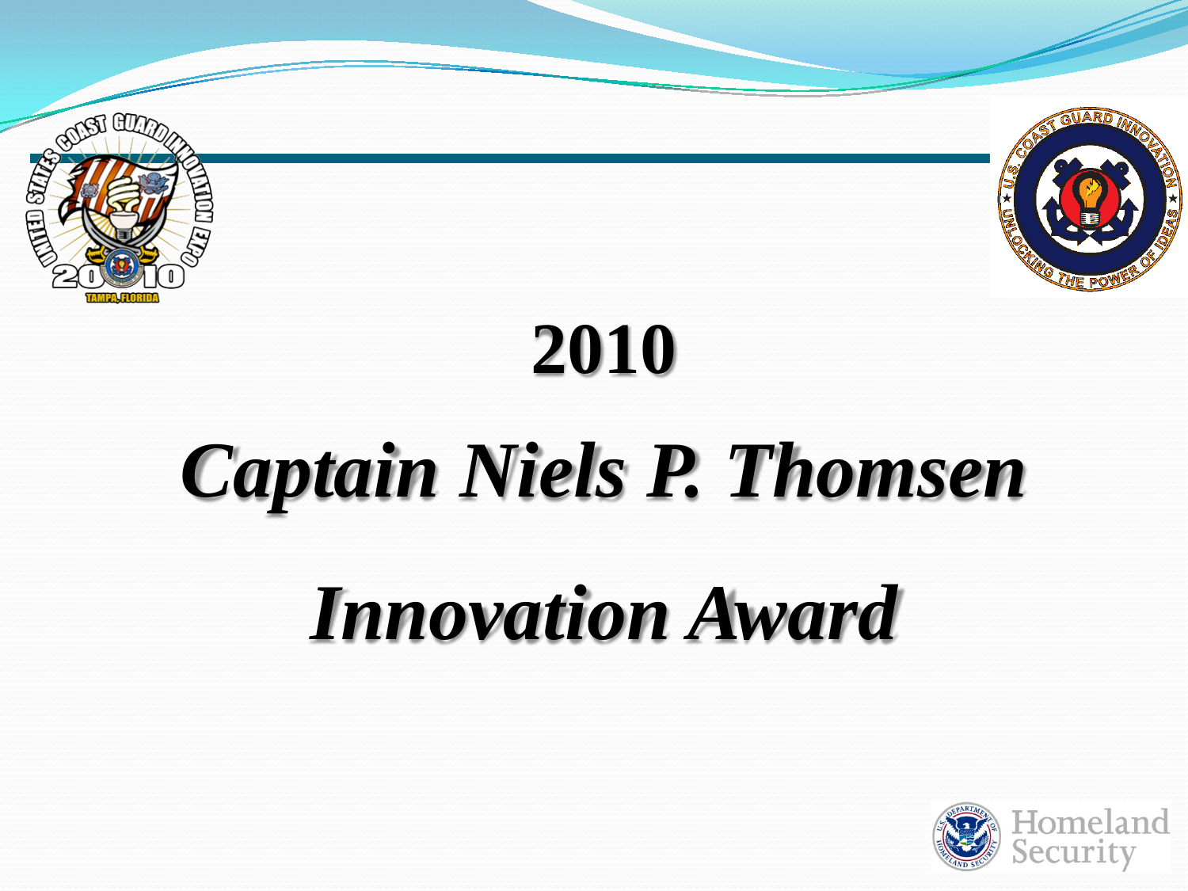# 2010

# *Captain Niels P. Thomsen*

# *Innovation Award*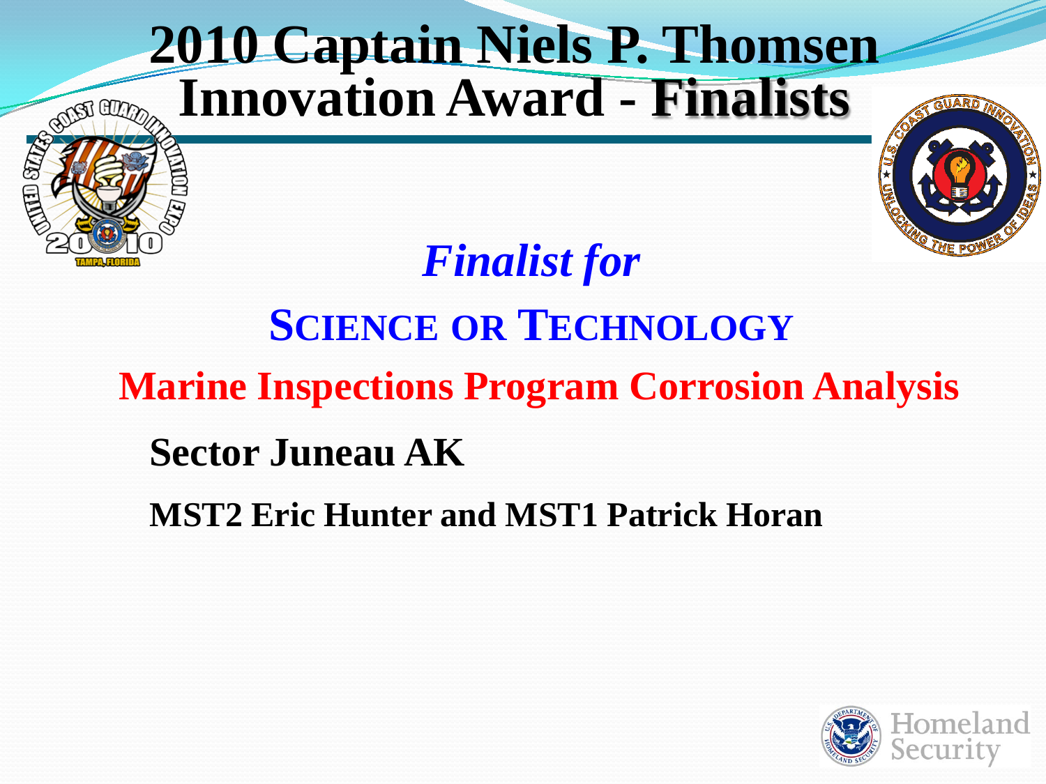# 2010 Captain Niels P. Thomsen Innovation Award - Finalists

## *Finalist for*

## SCIENCE OR TECHNOLOGY

**Marine Inspections Program Corrosion Analysis**

**Sector Juneau AK**

**MST2 Eric Hunter and MST1 Patrick Horan**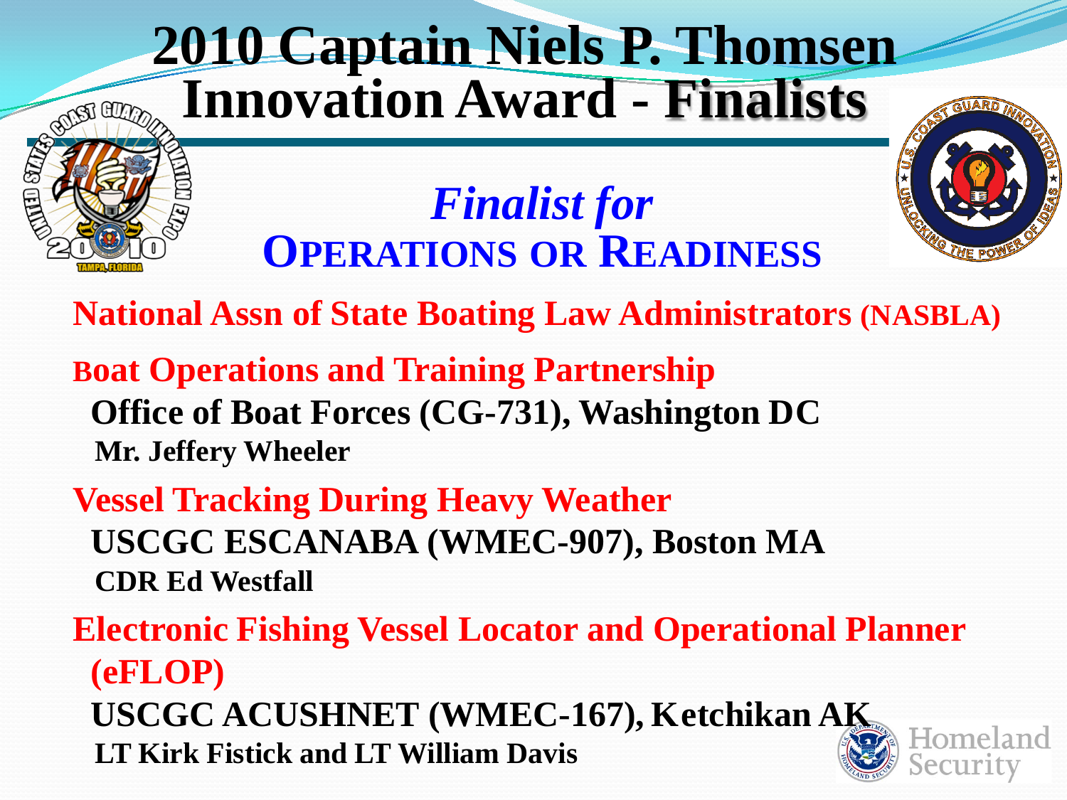# 2010 Captain Niels P. Thomsen Innovation Award - Finalists

## *Finalist for* OPERATIONS OR READINESS

**National Assn of State Boating Law Administrators (NASBLA)**

**Boat Operations and Training Partnership**
**Office of Boat Forces (CG-731), Washington DC**
**Mr. Jeffery Wheeler**

**Vessel Tracking During Heavy Weather**
**USCGC ESCANABA (WMEC-907), Boston MA**
**CDR Ed Westfall**

**Electronic Fishing Vessel Locator and Operational Planner (eFLOP)**
**USCGC ACUSHNET (WMEC-167), Ketchikan AK**
**LT Kirk Fistick and LT William Davis**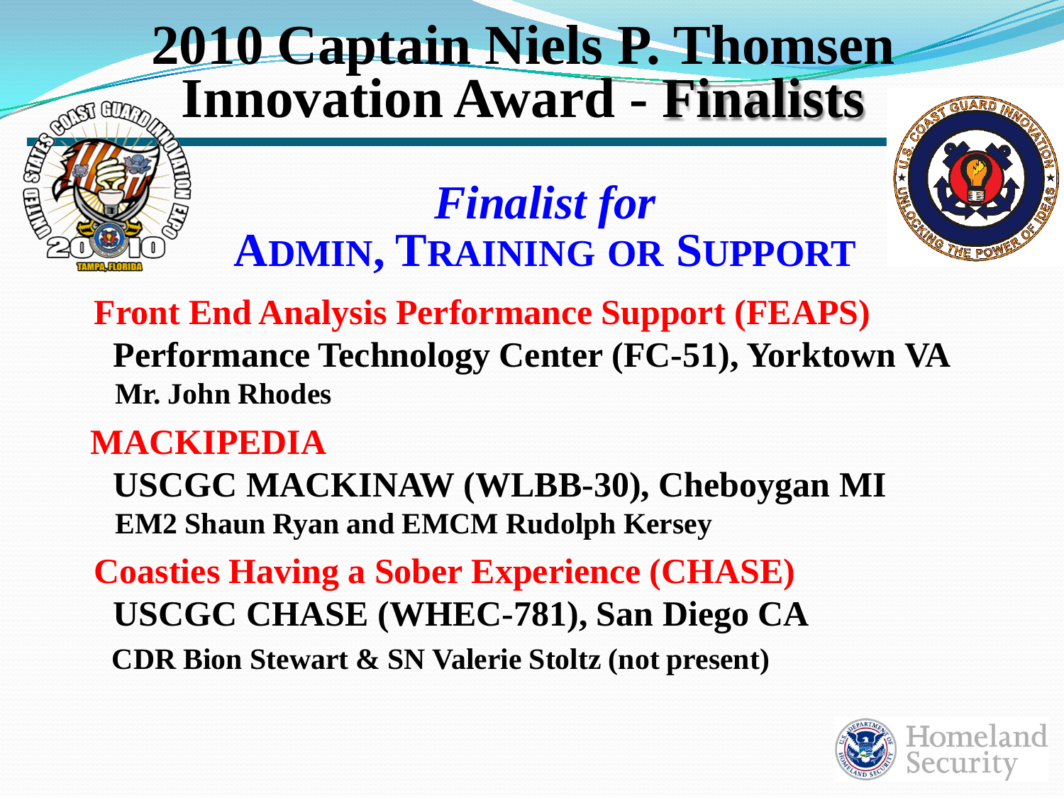# 2010 Captain Niels P. Thomsen Innovation Award - Finalists

## *Finalist for* ADMIN, TRAINING OR SUPPORT

**Front End Analysis Performance Support (FEAPS)**

**Performance Technology Center (FC-51), Yorktown VA**

**Mr. John Rhodes**

**MACKIPEDIA**

**USCGC MACKINAW (WLBB-30), Cheboygan MI**

**EM2 Shaun Ryan and EMCM Rudolph Kersey**

**Coasties Having a Sober Experience (CHASE)**

**USCGC CHASE (WHEC-781), San Diego CA**

**CDR Bion Stewart & SN Valerie Stoltz (not present)**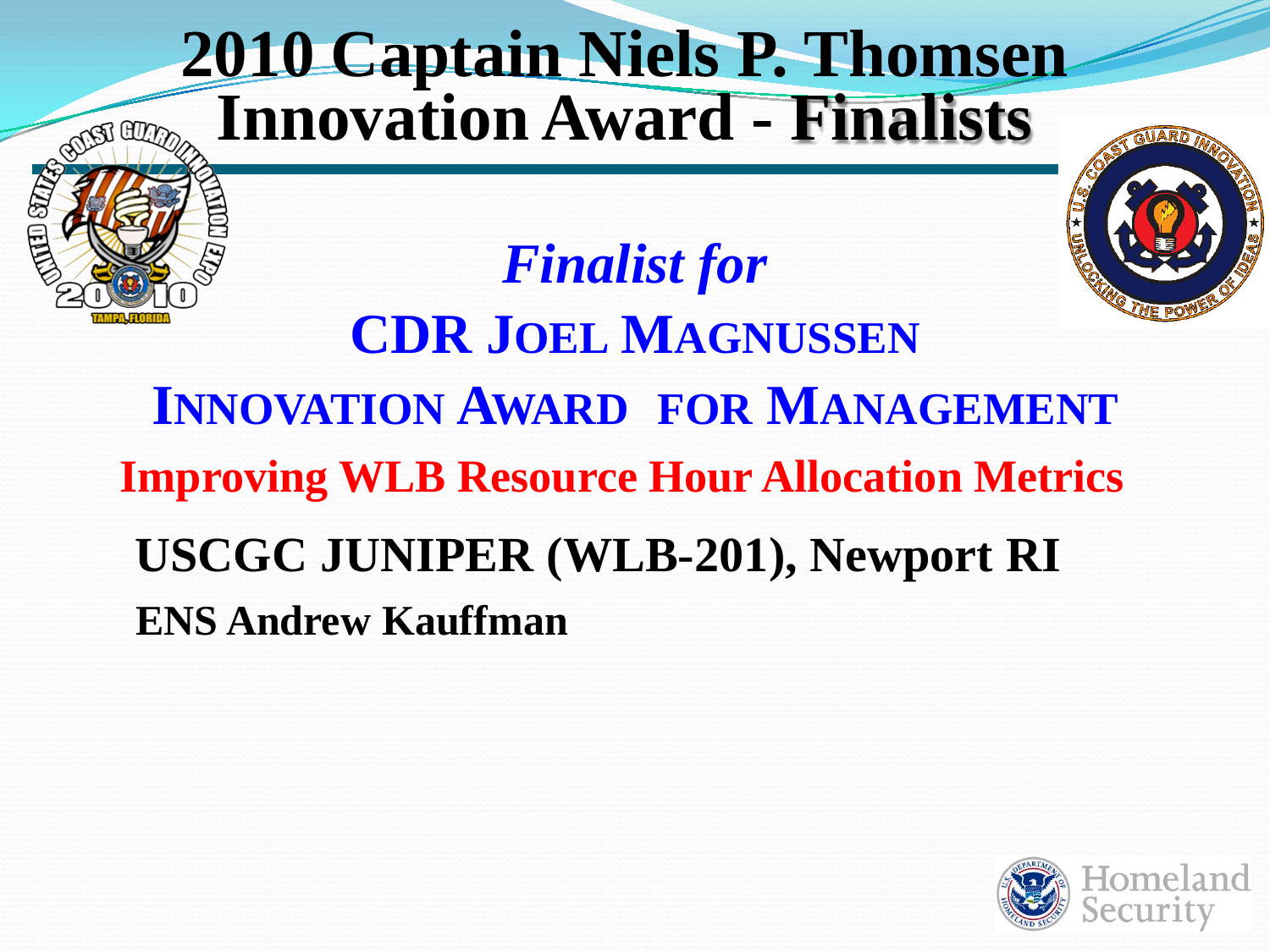# 2010 Captain Niels P. Thomsen Innovation Award - Finalists

***Finalist for***

**CDR JOEL MAGNUSSEN**

**INNOVATION AWARD FOR MANAGEMENT**

**Improving WLB Resource Hour Allocation Metrics**

**USCGC JUNIPER (WLB-201), Newport RI**

**ENS Andrew Kauffman**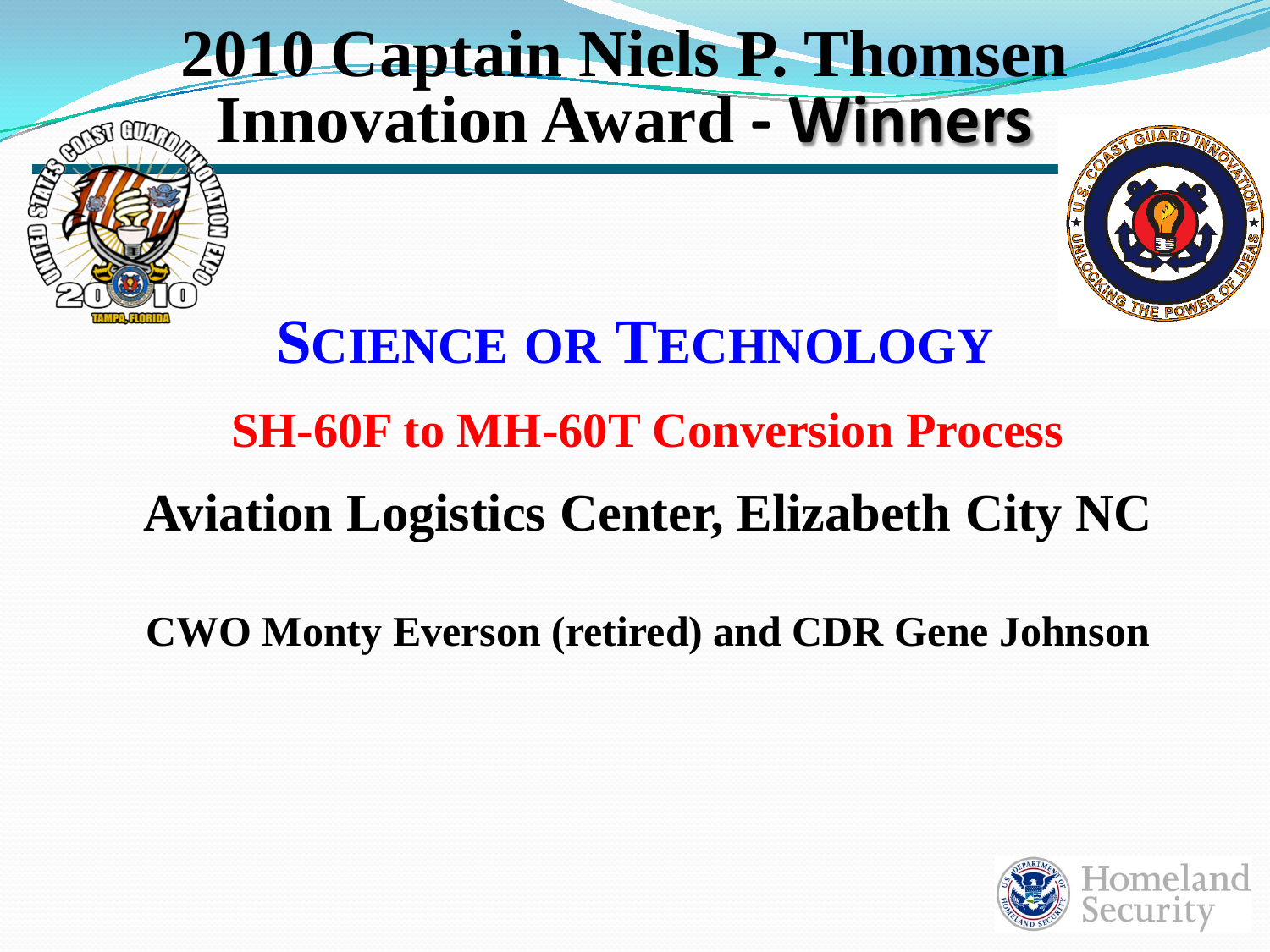# 2010 Captain Niels P. Thomsen Innovation Award - **Winners**

## SCIENCE OR TECHNOLOGY

### SH-60F to MH-60T Conversion Process

**Aviation Logistics Center, Elizabeth City NC**

**CWO Monty Everson (retired) and CDR Gene Johnson**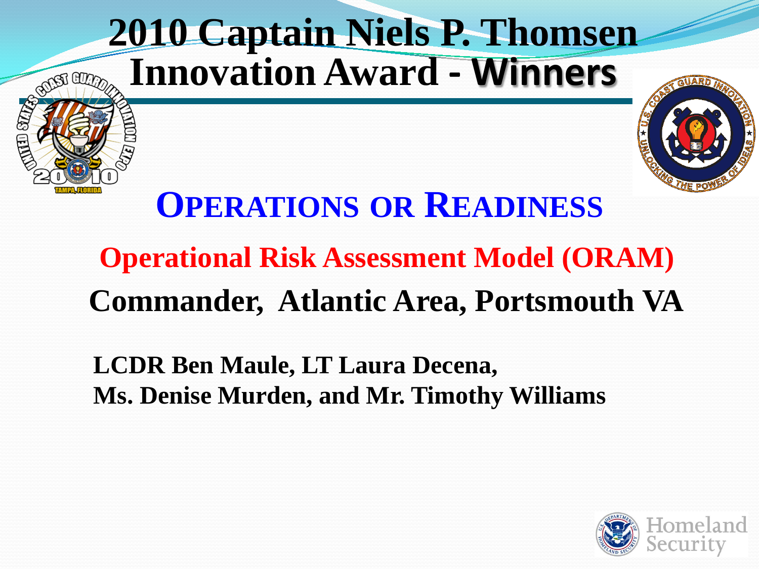# 2010 Captain Niels P. Thomsen Innovation Award - Winners

## OPERATIONS OR READINESS

### Operational Risk Assessment Model (ORAM)

### Commander, Atlantic Area, Portsmouth VA

**LCDR Ben Maule, LT Laura Decena,**
**Ms. Denise Murden, and Mr. Timothy Williams**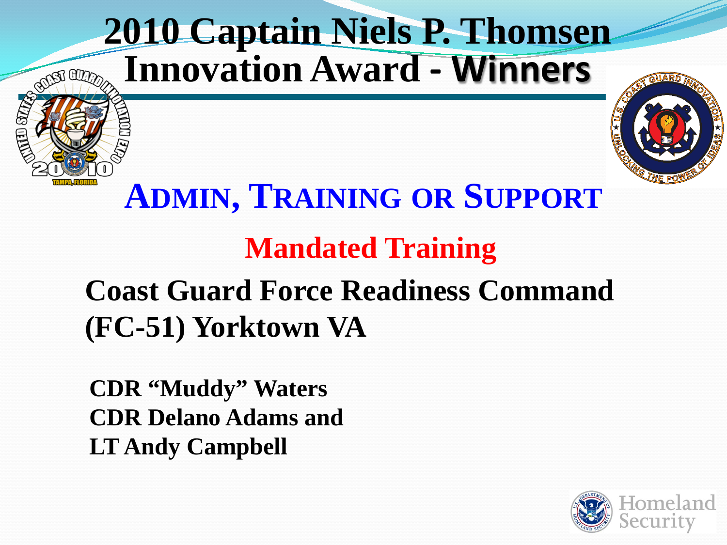# 2010 Captain Niels P. Thomsen Innovation Award - Winners

## Admin, Training or Support

### Mandated Training

**Coast Guard Force Readiness Command (FC-51) Yorktown VA**

**CDR “Muddy” Waters**
**CDR Delano Adams and**
**LT Andy Campbell**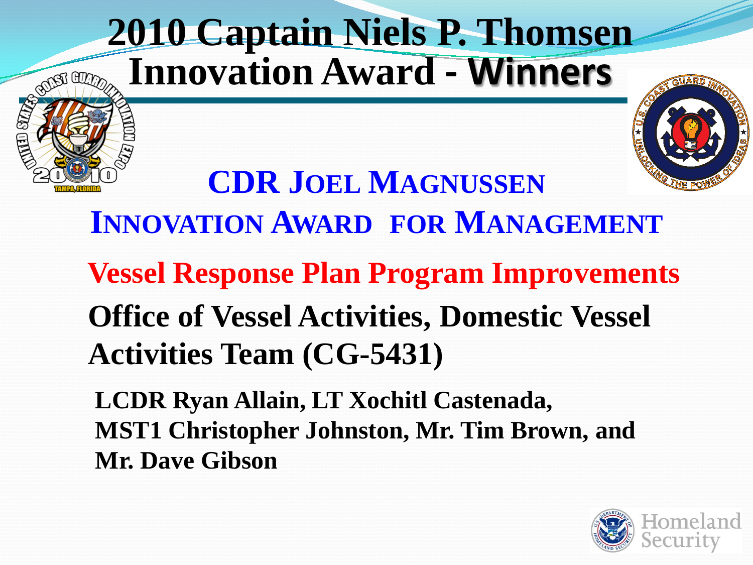# 2010 Captain Niels P. Thomsen Innovation Award - Winners

## CDR Joel Magnussen Innovation Award for Management

**Vessel Response Plan Program Improvements**

**Office of Vessel Activities, Domestic Vessel Activities Team (CG-5431)**

**LCDR Ryan Allain, LT Xochitl Castenada, MST1 Christopher Johnston, Mr. Tim Brown, and Mr. Dave Gibson**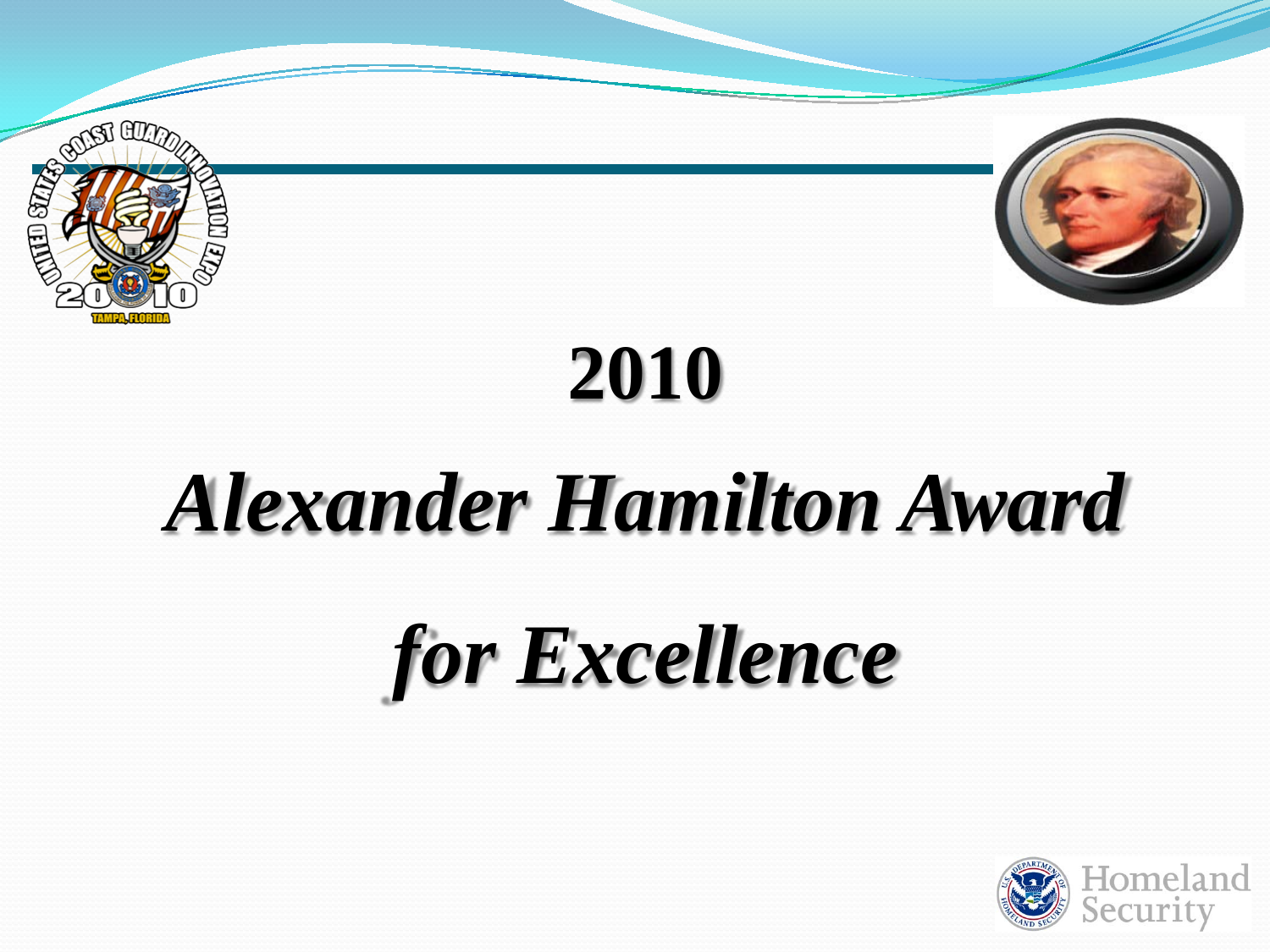# 2010

# *Alexander Hamilton Award*

# *for Excellence*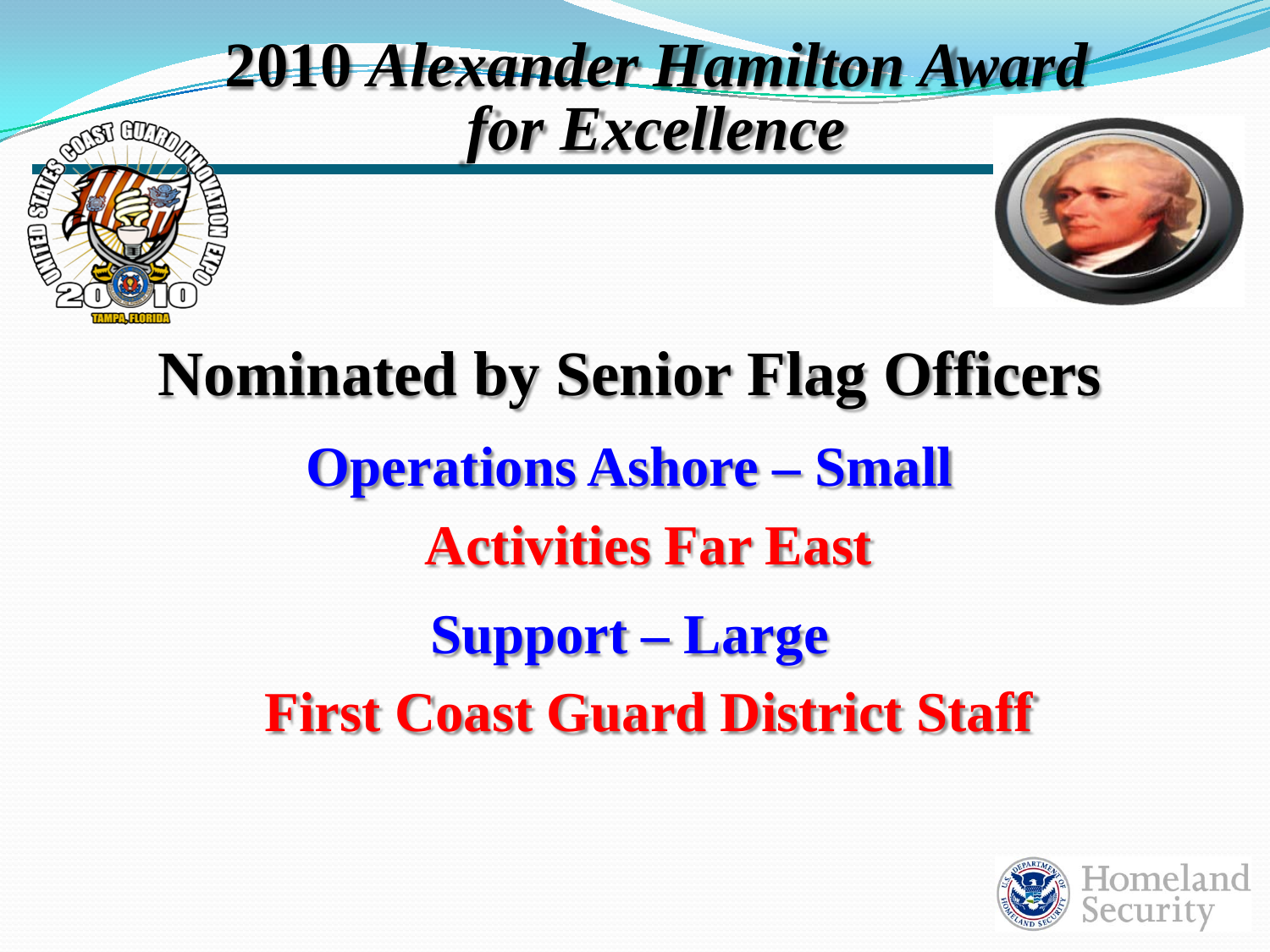# 2010 *Alexander Hamilton Award for Excellence*

## Nominated by Senior Flag Officers

**Operations Ashore – Small**

**Activities Far East**

**Support – Large**

**First Coast Guard District Staff**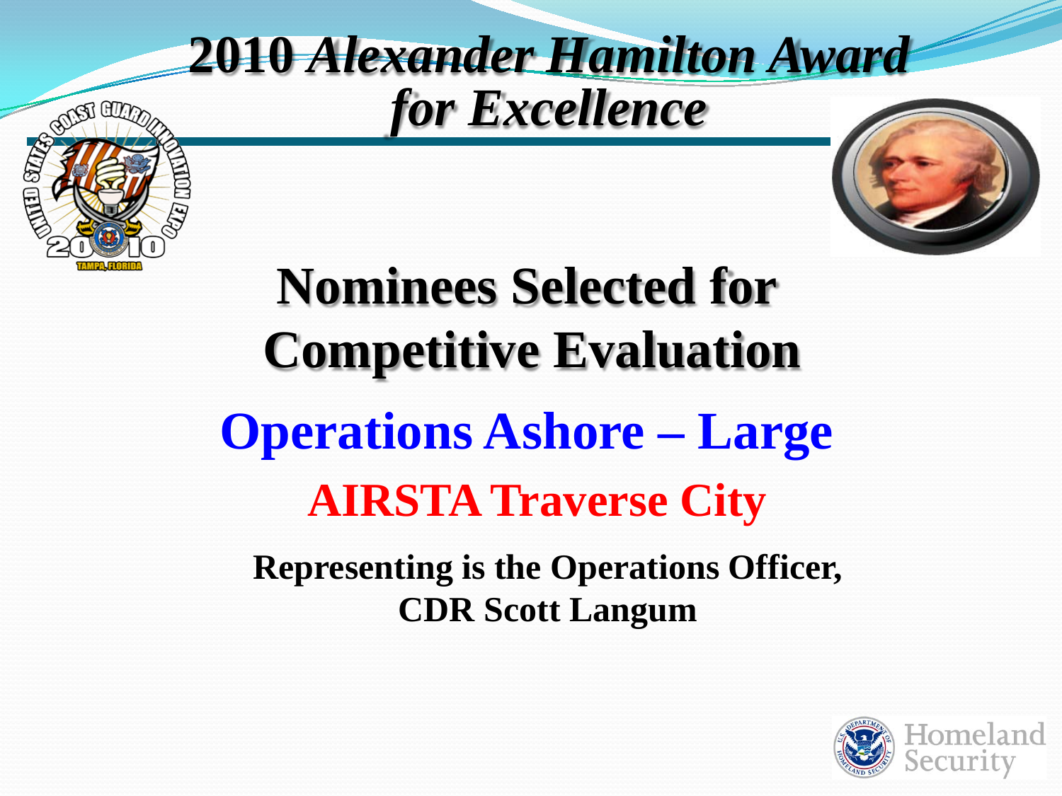# 2010 *Alexander Hamilton Award for Excellence*

## Nominees Selected for Competitive Evaluation

## Operations Ashore – Large

### AIRSTA Traverse City

**Representing is the Operations Officer, CDR Scott Langum**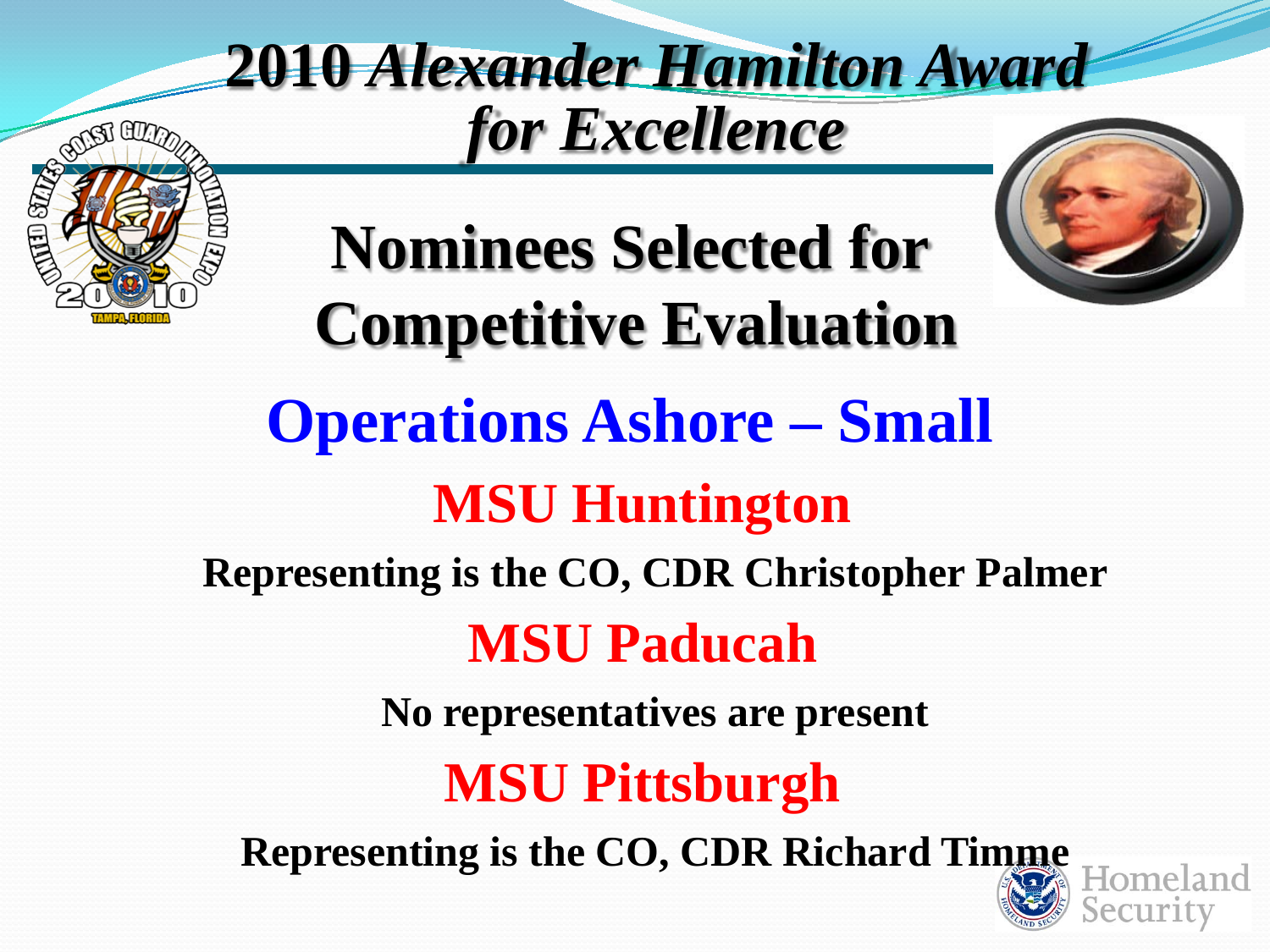# 2010 *Alexander Hamilton Award for Excellence*

## Nominees Selected for Competitive Evaluation

### Operations Ashore – Small

### MSU Huntington

**Representing is the CO, CDR Christopher Palmer**

### MSU Paducah

**No representatives are present**

### MSU Pittsburgh

**Representing is the CO, CDR Richard Timme**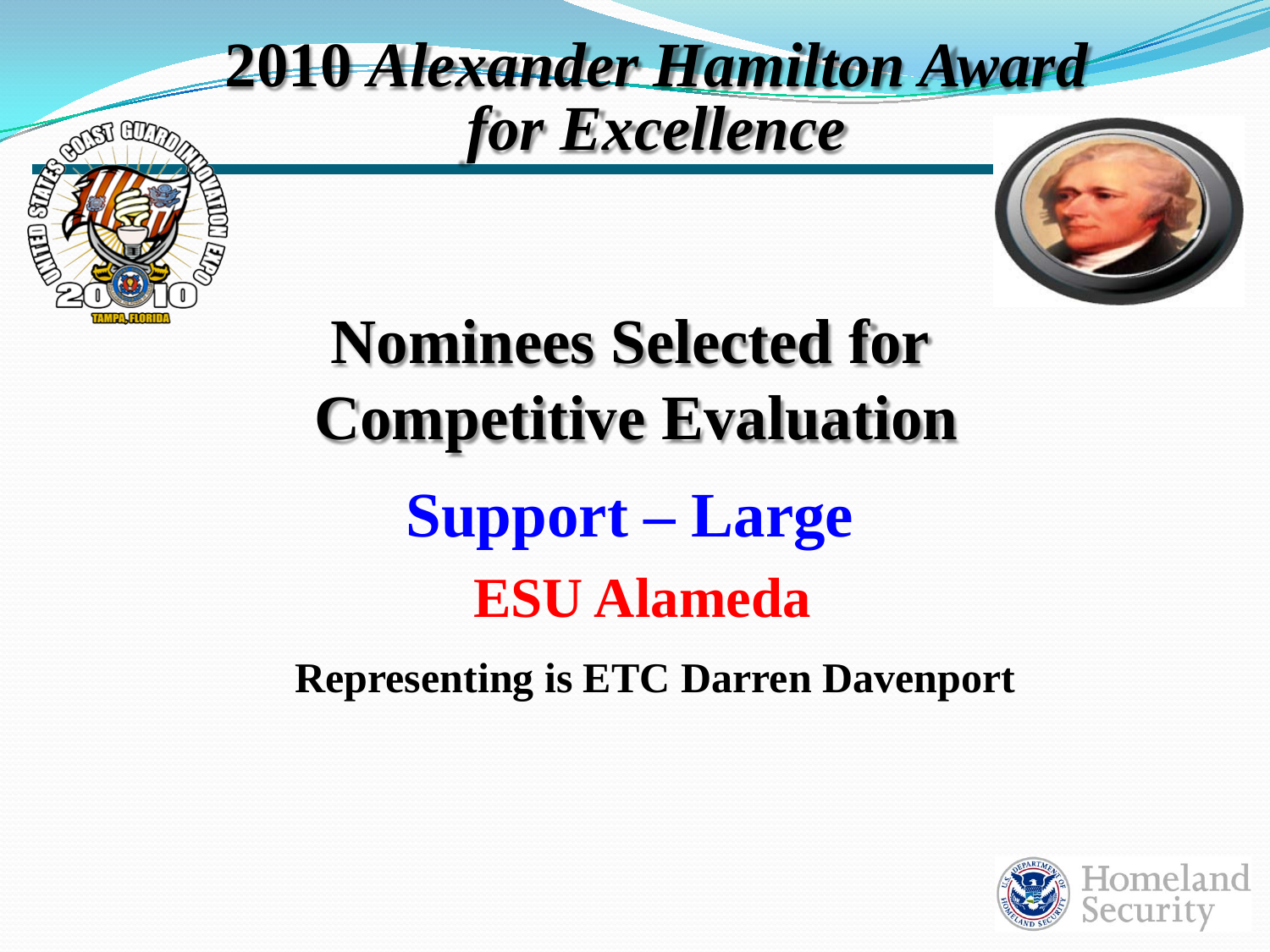# 2010 *Alexander Hamilton Award for Excellence*

## Nominees Selected for Competitive Evaluation

### Support – Large

### ESU Alameda

**Representing is ETC Darren Davenport**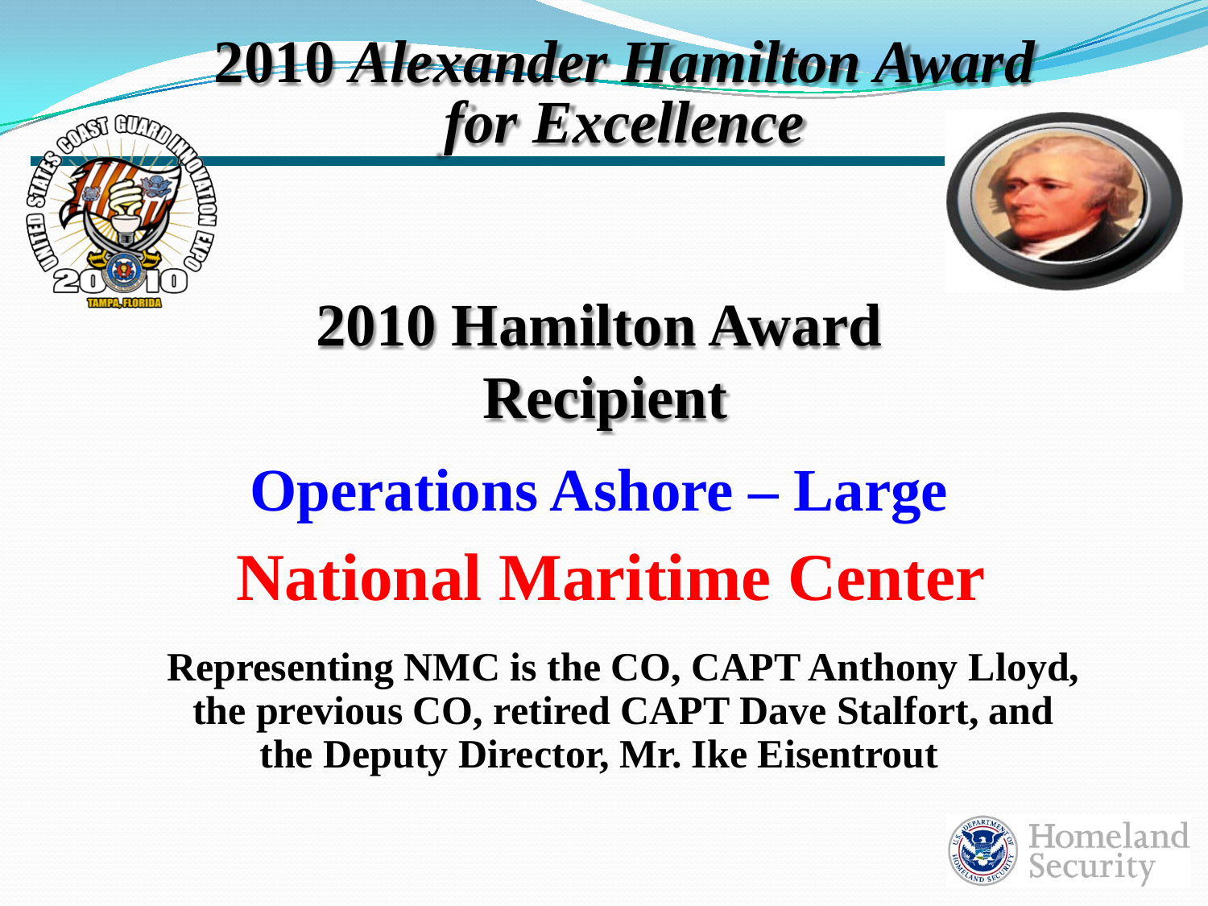# 2010 *Alexander Hamilton Award for Excellence*

## 2010 Hamilton Award Recipient

## Operations Ashore – Large

## National Maritime Center

**Representing NMC is the CO, CAPT Anthony Lloyd, the previous CO, retired CAPT Dave Stalfort, and the Deputy Director, Mr. Ike Eisentrout**